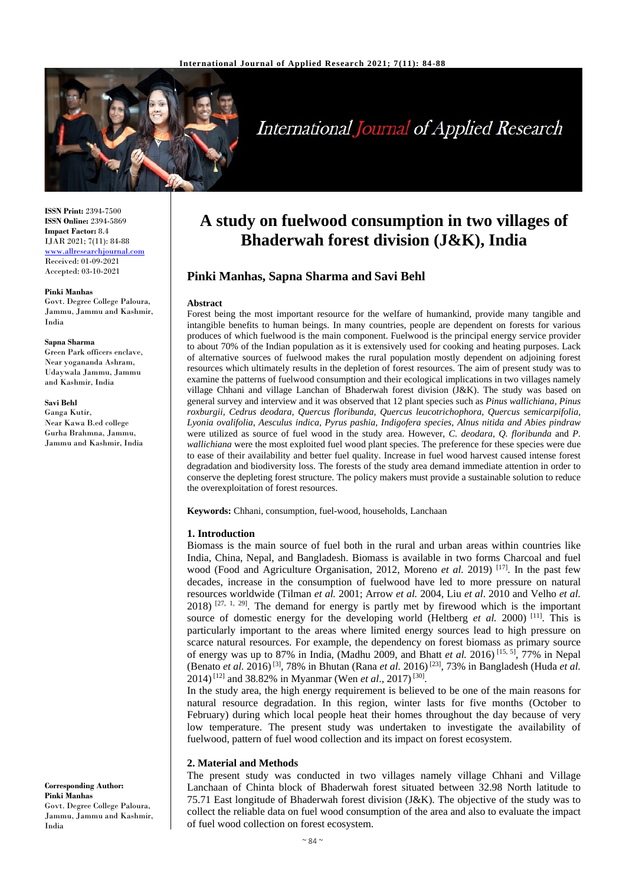**ISSN Print:** 2394-7500
**ISSN Online:** 2394-5869
**Impact Factor:** 8.4
IJAR 2021; 7(11): 84-88
www.allresearchjournal.com
Received: 01-09-2021
Accepted: 03-10-2021

**Pinki Manhas**
Govt. Degree College Paloura, Jammu, Jammu and Kashmir, India

**Sapna Sharma**
Green Park officers enclave, Near yogananda Ashram, Udaywala Jammu, Jammu and Kashmir, India

**Savi Behl**
Ganga Kutir, Near Kawa B.ed college Gurha Brahmna, Jammu, Jammu and Kashmir, India

**Corresponding Author:**
**Pinki Manhas**
Govt. Degree College Paloura, Jammu, Jammu and Kashmir, India

# A study on fuelwood consumption in two villages of Bhaderwah forest division (J&K), India

## Pinki Manhas, Sapna Sharma and Savi Behl

### Abstract

Forest being the most important resource for the welfare of humankind, provide many tangible and intangible benefits to human beings. In many countries, people are dependent on forests for various produces of which fuelwood is the main component. Fuelwood is the principal energy service provider to about 70% of the Indian population as it is extensively used for cooking and heating purposes. Lack of alternative sources of fuelwood makes the rural population mostly dependent on adjoining forest resources which ultimately results in the depletion of forest resources. The aim of present study was to examine the patterns of fuelwood consumption and their ecological implications in two villages namely village Chhani and village Lanchan of Bhaderwah forest division (J&K). The study was based on general survey and interview and it was observed that 12 plant species such as *Pinus wallichiana, Pinus roxburgii, Cedrus deodara, Quercus floribunda, Quercus leucotrichophora, Quercus semicarpifolia, Lyonia ovalifolia, Aesculus indica, Pyrus pashia, Indigofera species, Alnus nitida and Abies pindraw* were utilized as source of fuel wood in the study area. However, *C. deodara, Q. floribunda* and *P. wallichiana* were the most exploited fuel wood plant species. The preference for these species were due to ease of their availability and better fuel quality. Increase in fuel wood harvest caused intense forest degradation and biodiversity loss. The forests of the study area demand immediate attention in order to conserve the depleting forest structure. The policy makers must provide a sustainable solution to reduce the overexploitation of forest resources.

**Keywords:** Chhani, consumption, fuel-wood, households, Lanchaan

### 1. Introduction

Biomass is the main source of fuel both in the rural and urban areas within countries like India, China, Nepal, and Bangladesh. Biomass is available in two forms Charcoal and fuel wood (Food and Agriculture Organisation, 2012, Moreno *et al.* 2019) [17]. In the past few decades, increase in the consumption of fuelwood have led to more pressure on natural resources worldwide (Tilman *et al.* 2001; Arrow *et al.* 2004, Liu *et al*. 2010 and Velho *et al.* 2018) [27, 1, 29]. The demand for energy is partly met by firewood which is the important source of domestic energy for the developing world (Heltberg *et al.* 2000) [11]. This is particularly important to the areas where limited energy sources lead to high pressure on scarce natural resources. For example, the dependency on forest biomass as primary source of energy was up to 87% in India, (Madhu 2009, and Bhatt *et al.* 2016) [15, 5], 77% in Nepal (Benato *et al.* 2016) [3], 78% in Bhutan (Rana *et al.* 2016) [23], 73% in Bangladesh (Huda *et al.* 2014) [12] and 38.82% in Myanmar (Wen *et al*., 2017) [30].

In the study area, the high energy requirement is believed to be one of the main reasons for natural resource degradation. In this region, winter lasts for five months (October to February) during which local people heat their homes throughout the day because of very low temperature. The present study was undertaken to investigate the availability of fuelwood, pattern of fuel wood collection and its impact on forest ecosystem.

### 2. Material and Methods

The present study was conducted in two villages namely village Chhani and Village Lanchaan of Chinta block of Bhaderwah forest situated between 32.98 North latitude to 75.71 East longitude of Bhaderwah forest division (J&K). The objective of the study was to collect the reliable data on fuel wood consumption of the area and also to evaluate the impact of fuel wood collection on forest ecosystem.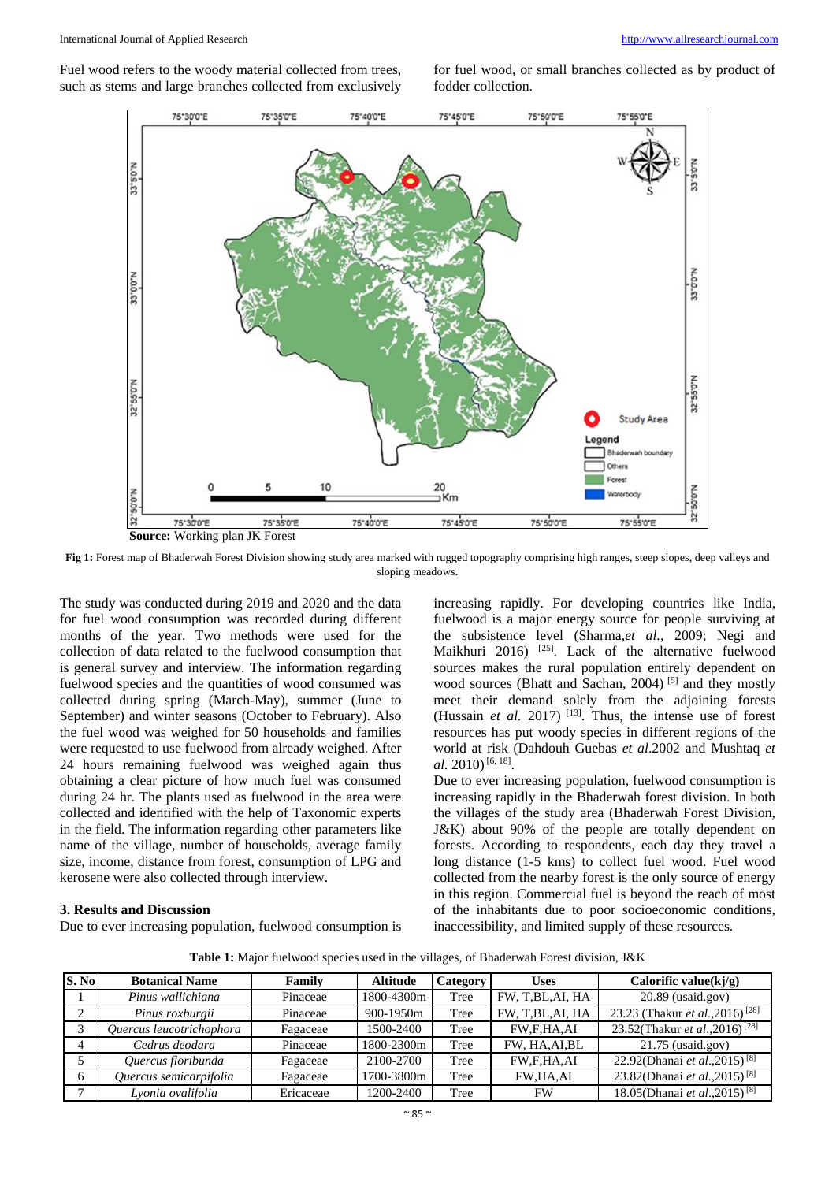Fuel wood refers to the woody material collected from trees, such as stems and large branches collected from exclusively for fuel wood, or small branches collected as by product of fodder collection.

**Source:** Working plan JK Forest

**Fig 1:** Forest map of Bhaderwah Forest Division showing study area marked with rugged topography comprising high ranges, steep slopes, deep valleys and sloping meadows.

The study was conducted during 2019 and 2020 and the data for fuel wood consumption was recorded during different months of the year. Two methods were used for the collection of data related to the fuelwood consumption that is general survey and interview. The information regarding fuelwood species and the quantities of wood consumed was collected during spring (March-May), summer (June to September) and winter seasons (October to February). Also the fuel wood was weighed for 50 households and families were requested to use fuelwood from already weighed. After 24 hours remaining fuelwood was weighed again thus obtaining a clear picture of how much fuel was consumed during 24 hr. The plants used as fuelwood in the area were collected and identified with the help of Taxonomic experts in the field. The information regarding other parameters like name of the village, number of households, average family size, income, distance from forest, consumption of LPG and kerosene were also collected through interview.

### 3. Results and Discussion

Due to ever increasing population, fuelwood consumption is increasing rapidly. For developing countries like India, fuelwood is a major energy source for people surviving at the subsistence level (Sharma,*et al.*, 2009; Negi and Maikhuri 2016) [25]. Lack of the alternative fuelwood sources makes the rural population entirely dependent on wood sources (Bhatt and Sachan, 2004) [5] and they mostly meet their demand solely from the adjoining forests (Hussain *et al.* 2017) [13]. Thus, the intense use of forest resources has put woody species in different regions of the world at risk (Dahdouh Guebas *et al.*2002 and Mushtaq *et al.* 2010) [6, 18].

Due to ever increasing population, fuelwood consumption is increasing rapidly in the Bhaderwah forest division. In both the villages of the study area (Bhaderwah Forest Division, J&K) about 90% of the people are totally dependent on forests. According to respondents, each day they travel a long distance (1-5 kms) to collect fuel wood. Fuel wood collected from the nearby forest is the only source of energy in this region. Commercial fuel is beyond the reach of most of the inhabitants due to poor socioeconomic conditions, inaccessibility, and limited supply of these resources.

**Table 1:** Major fuelwood species used in the villages, of Bhaderwah Forest division, J&K

| S. No | Botanical Name | Family | Altitude | Category | Uses | Calorific value(kj/g) |
|---|---|---|---|---|---|---|
| 1 | *Pinus wallichiana* | Pinaceae | 1800-4300m | Tree | FW, T,BL,AI, HA | 20.89 (usaid.gov) |
| 2 | *Pinus roxburgii* | Pinaceae | 900-1950m | Tree | FW, T,BL,AI, HA | 23.23 (Thakur *et al.*,2016) [28] |
| 3 | *Quercus leucotrichophora* | Fagaceae | 1500-2400 | Tree | FW,F,HA,AI | 23.52(Thakur *et al.*,2016) [28] |
| 4 | *Cedrus deodara* | Pinaceae | 1800-2300m | Tree | FW, HA,AI,BL | 21.75 (usaid.gov) |
| 5 | *Quercus floribunda* | Fagaceae | 2100-2700 | Tree | FW,F,HA,AI | 22.92(Dhanai *et al.*,2015) [8] |
| 6 | *Quercus semicarpifolia* | Fagaceae | 1700-3800m | Tree | FW,HA,AI | 23.82(Dhanai *et al.*,2015) [8] |
| 7 | *Lyonia ovalifolia* | Ericaceae | 1200-2400 | Tree | FW | 18.05(Dhanai *et al.*,2015) [8] |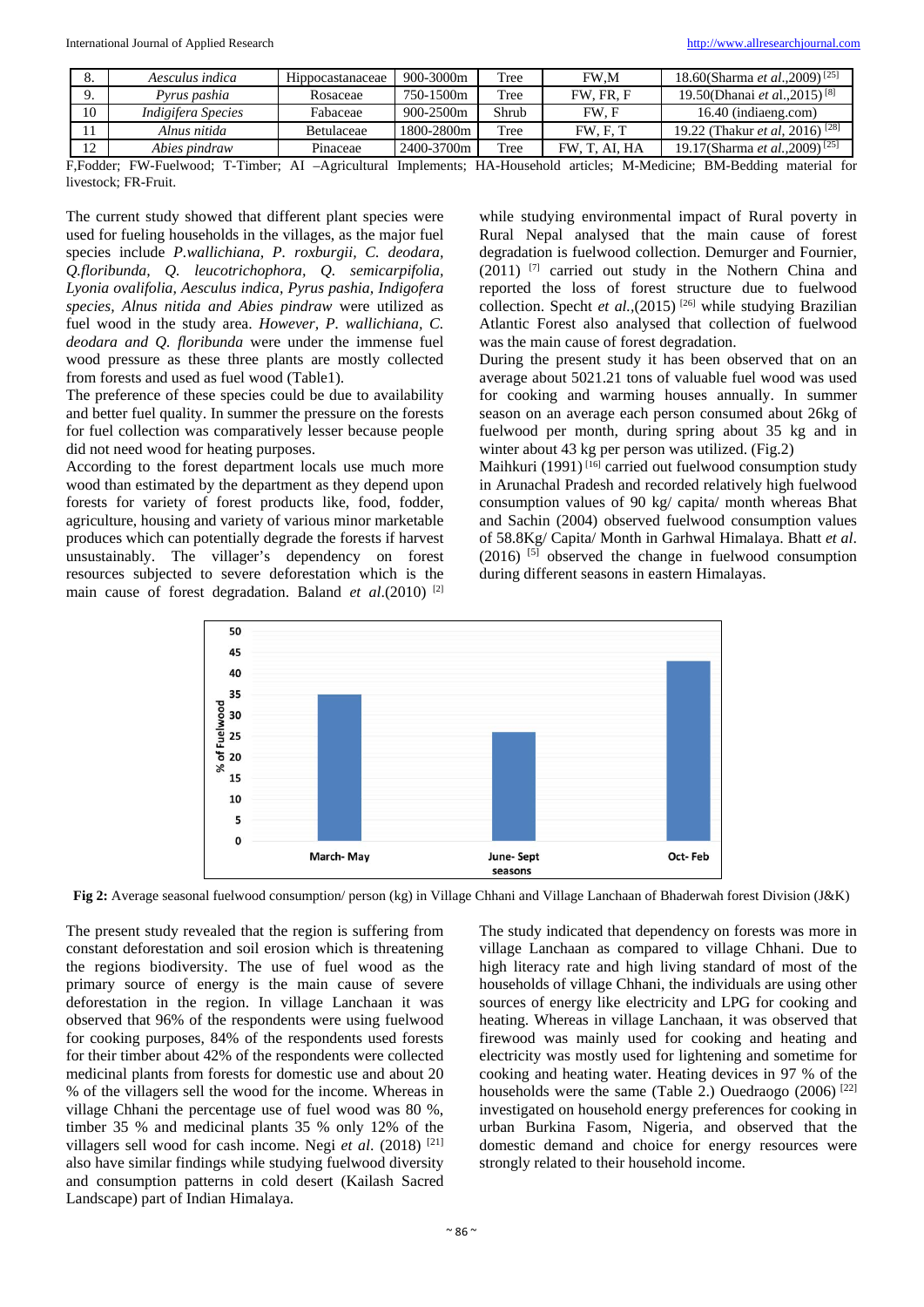| 8. | *Aesculus indica* | Hippocastanaceae | 900-3000m | Tree | FW,M | 18.60(Sharma *et al.*,2009) [25] |
|---|---|---|---|---|---|---|
| 9. | *Pyrus pashia* | Rosaceae | 750-1500m | Tree | FW, FR, F | 19.50(Dhanai *et al.*,2015) [8] |
| 10 | *Indigifera Species* | Fabaceae | 900-2500m | Shrub | FW, F | 16.40 (indiaeng.com) |
| 11 | *Alnus nitida* | Betulaceae | 1800-2800m | Tree | FW, F, T | 19.22 (Thakur *et al*, 2016) [28] |
| 12 | *Abies pindraw* | Pinaceae | 2400-3700m | Tree | FW, T, AI, HA | 19.17(Sharma *et al.*,2009) [25] |

F,Fodder; FW-Fuelwood; T-Timber; AI –Agricultural Implements; HA-Household articles; M-Medicine; BM-Bedding material for livestock; FR-Fruit.

The current study showed that different plant species were used for fueling households in the villages, as the major fuel species include *P.wallichiana, P. roxburgii, C. deodara, Q.floribunda, Q. leucotrichophora, Q. semicarpifolia, Lyonia ovalifolia, Aesculus indica, Pyrus pashia, Indigofera species, Alnus nitida and Abies pindraw* were utilized as fuel wood in the study area. *However, P. wallichiana, C. deodara and Q. floribunda* were under the immense fuel wood pressure as these three plants are mostly collected from forests and used as fuel wood (Table1).

The preference of these species could be due to availability and better fuel quality. In summer the pressure on the forests for fuel collection was comparatively lesser because people did not need wood for heating purposes.

According to the forest department locals use much more wood than estimated by the department as they depend upon forests for variety of forest products like, food, fodder, agriculture, housing and variety of various minor marketable produces which can potentially degrade the forests if harvest unsustainably. The villager's dependency on forest resources subjected to severe deforestation which is the main cause of forest degradation. Baland *et al*.(2010) [2] while studying environmental impact of Rural poverty in Rural Nepal analysed that the main cause of forest degradation is fuelwood collection. Demurger and Fournier, (2011) [7] carried out study in the Nothern China and reported the loss of forest structure due to fuelwood collection. Specht *et al.*,(2015) [26] while studying Brazilian Atlantic Forest also analysed that collection of fuelwood was the main cause of forest degradation.

During the present study it has been observed that on an average about 5021.21 tons of valuable fuel wood was used for cooking and warming houses annually. In summer season on an average each person consumed about 26kg of fuelwood per month, during spring about 35 kg and in winter about 43 kg per person was utilized. (Fig.2)

Maihkuri (1991) [16] carried out fuelwood consumption study in Arunachal Pradesh and recorded relatively high fuelwood consumption values of 90 kg/ capita/ month whereas Bhat and Sachin (2004) observed fuelwood consumption values of 58.8Kg/ Capita/ Month in Garhwal Himalaya. Bhatt *et al*. (2016) [5] observed the change in fuelwood consumption during different seasons in eastern Himalayas.

**Fig 2:** Average seasonal fuelwood consumption/ person (kg) in Village Chhani and Village Lanchaan of Bhaderwah forest Division (J&K)

The present study revealed that the region is suffering from constant deforestation and soil erosion which is threatening the regions biodiversity. The use of fuel wood as the primary source of energy is the main cause of severe deforestation in the region. In village Lanchaan it was observed that 96% of the respondents were using fuelwood for cooking purposes, 84% of the respondents used forests for their timber about 42% of the respondents were collected medicinal plants from forests for domestic use and about 20 % of the villagers sell the wood for the income. Whereas in village Chhani the percentage use of fuel wood was 80 %, timber 35 % and medicinal plants 35 % only 12% of the villagers sell wood for cash income. Negi *et al*. (2018) [21] also have similar findings while studying fuelwood diversity and consumption patterns in cold desert (Kailash Sacred Landscape) part of Indian Himalaya.

The study indicated that dependency on forests was more in village Lanchaan as compared to village Chhani. Due to high literacy rate and high living standard of most of the households of village Chhani, the individuals are using other sources of energy like electricity and LPG for cooking and heating. Whereas in village Lanchaan, it was observed that firewood was mainly used for cooking and heating and electricity was mostly used for lightening and sometime for cooking and heating water. Heating devices in 97 % of the households were the same (Table 2.) Ouedraogo (2006) [22] investigated on household energy preferences for cooking in urban Burkina Fasom, Nigeria, and observed that the domestic demand and choice for energy resources were strongly related to their household income.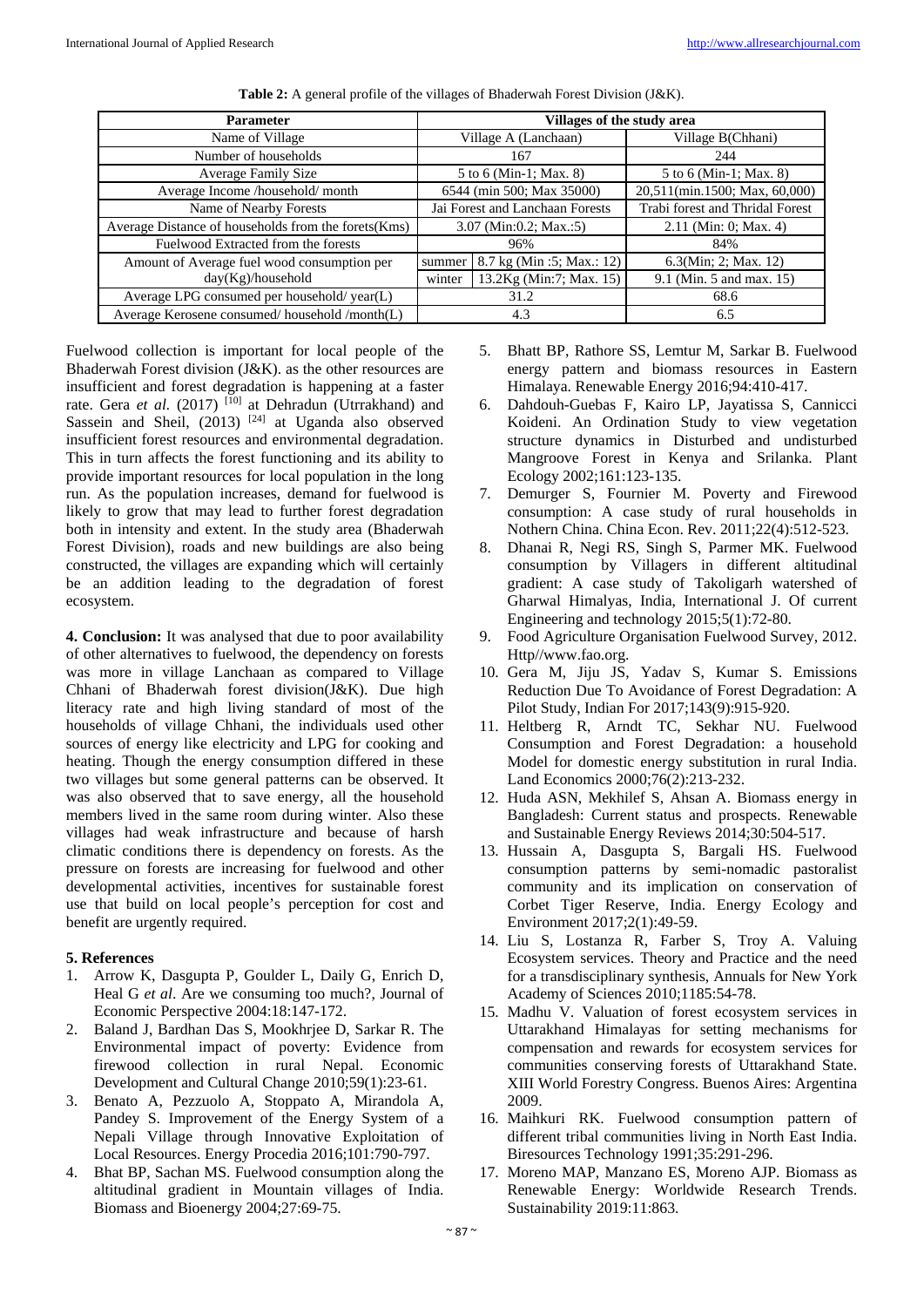**Table 2:** A general profile of the villages of Bhaderwah Forest Division (J&K).

| Parameter | Villages of the study area | | |
|---|---|---|---|
| Name of Village | Village A (Lanchaan) | | Village B(Chhani) |
| Number of households | 167 | | 244 |
| Average Family Size | 5 to 6 (Min-1; Max. 8) | | 5 to 6 (Min-1; Max. 8) |
| Average Income /household/ month | 6544 (min 500; Max 35000) | | 20,511(min.1500; Max, 60,000) |
| Name of Nearby Forests | Jai Forest and Lanchaan Forests | | Trabi forest and Thridal Forest |
| Average Distance of households from the forets(Kms) | 3.07 (Min:0.2; Max.:5) | | 2.11 (Min: 0; Max. 4) |
| Fuelwood Extracted from the forests | 96% | | 84% |
| Amount of Average fuel wood consumption per day(Kg)/household | summer | 8.7 kg (Min :5; Max.: 12) | 6.3(Min; 2; Max. 12) |
| | winter | 13.2Kg (Min:7; Max. 15) | 9.1 (Min. 5 and max. 15) |
| Average LPG consumed per household/ year(L) | 31.2 | | 68.6 |
| Average Kerosene consumed/ household /month(L) | 4.3 | | 6.5 |

Fuelwood collection is important for local people of the Bhaderwah Forest division (J&K). as the other resources are insufficient and forest degradation is happening at a faster rate. Gera *et al.* (2017) [10] at Dehradun (Utrrakhand) and Sassein and Sheil, (2013) [24] at Uganda also observed insufficient forest resources and environmental degradation. This in turn affects the forest functioning and its ability to provide important resources for local population in the long run. As the population increases, demand for fuelwood is likely to grow that may lead to further forest degradation both in intensity and extent. In the study area (Bhaderwah Forest Division), roads and new buildings are also being constructed, the villages are expanding which will certainly be an addition leading to the degradation of forest ecosystem.

**4. Conclusion:** It was analysed that due to poor availability of other alternatives to fuelwood, the dependency on forests was more in village Lanchaan as compared to Village Chhani of Bhaderwah forest division(J&K). Due high literacy rate and high living standard of most of the households of village Chhani, the individuals used other sources of energy like electricity and LPG for cooking and heating. Though the energy consumption differed in these two villages but some general patterns can be observed. It was also observed that to save energy, all the household members lived in the same room during winter. Also these villages had weak infrastructure and because of harsh climatic conditions there is dependency on forests. As the pressure on forests are increasing for fuelwood and other developmental activities, incentives for sustainable forest use that build on local people's perception for cost and benefit are urgently required.

## 5. References

1. Arrow K, Dasgupta P, Goulder L, Daily G, Enrich D, Heal G *et al*. Are we consuming too much?, Journal of Economic Perspective 2004:18:147-172.
2. Baland J, Bardhan Das S, Mookhrjee D, Sarkar R. The Environmental impact of poverty: Evidence from firewood collection in rural Nepal. Economic Development and Cultural Change 2010;59(1):23-61.
3. Benato A, Pezzuolo A, Stoppato A, Mirandola A, Pandey S. Improvement of the Energy System of a Nepali Village through Innovative Exploitation of Local Resources. Energy Procedia 2016;101:790-797.
4. Bhat BP, Sachan MS. Fuelwood consumption along the altitudinal gradient in Mountain villages of India. Biomass and Bioenergy 2004;27:69-75.
5. Bhatt BP, Rathore SS, Lemtur M, Sarkar B. Fuelwood energy pattern and biomass resources in Eastern Himalaya. Renewable Energy 2016;94:410-417.
6. Dahdouh-Guebas F, Kairo LP, Jayatissa S, Cannicci Koideni. An Ordination Study to view vegetation structure dynamics in Disturbed and undisturbed Mangroove Forest in Kenya and Srilanka. Plant Ecology 2002;161:123-135.
7. Demurger S, Fournier M. Poverty and Firewood consumption: A case study of rural households in Nothern China. China Econ. Rev. 2011;22(4):512-523.
8. Dhanai R, Negi RS, Singh S, Parmer MK. Fuelwood consumption by Villagers in different altitudinal gradient: A case study of Takoligarh watershed of Gharwal Himalyas, India, International J. Of current Engineering and technology 2015;5(1):72-80.
9. Food Agriculture Organisation Fuelwood Survey, 2012. Http//www.fao.org.
10. Gera M, Jiju JS, Yadav S, Kumar S. Emissions Reduction Due To Avoidance of Forest Degradation: A Pilot Study, Indian For 2017;143(9):915-920.
11. Heltberg R, Arndt TC, Sekhar NU. Fuelwood Consumption and Forest Degradation: a household Model for domestic energy substitution in rural India. Land Economics 2000;76(2):213-232.
12. Huda ASN, Mekhilef S, Ahsan A. Biomass energy in Bangladesh: Current status and prospects. Renewable and Sustainable Energy Reviews 2014;30:504-517.
13. Hussain A, Dasgupta S, Bargali HS. Fuelwood consumption patterns by semi-nomadic pastoralist community and its implication on conservation of Corbet Tiger Reserve, India. Energy Ecology and Environment 2017;2(1):49-59.
14. Liu S, Lostanza R, Farber S, Troy A. Valuing Ecosystem services. Theory and Practice and the need for a transdisciplinary synthesis, Annuals for New York Academy of Sciences 2010;1185:54-78.
15. Madhu V. Valuation of forest ecosystem services in Uttarakhand Himalayas for setting mechanisms for compensation and rewards for ecosystem services for communities conserving forests of Uttarakhand State. XIII World Forestry Congress. Buenos Aires: Argentina 2009.
16. Maihkuri RK. Fuelwood consumption pattern of different tribal communities living in North East India. Biresources Technology 1991;35:291-296.
17. Moreno MAP, Manzano ES, Moreno AJP. Biomass as Renewable Energy: Worldwide Research Trends. Sustainability 2019:11:863.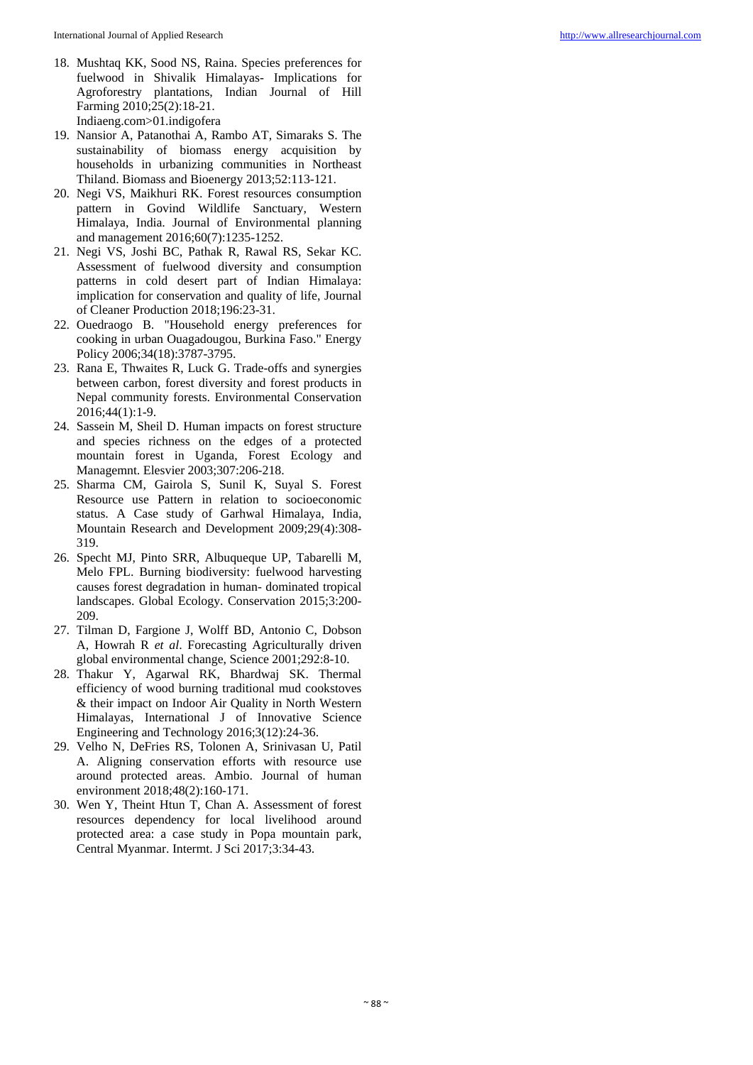18. Mushtaq KK, Sood NS, Raina. Species preferences for fuelwood in Shivalik Himalayas- Implications for Agroforestry plantations, Indian Journal of Hill Farming 2010;25(2):18-21. Indiaeng.com>01.indigofera
19. Nansior A, Patanothai A, Rambo AT, Simaraks S. The sustainability of biomass energy acquisition by households in urbanizing communities in Northeast Thiland. Biomass and Bioenergy 2013;52:113-121.
20. Negi VS, Maikhuri RK. Forest resources consumption pattern in Govind Wildlife Sanctuary, Western Himalaya, India. Journal of Environmental planning and management 2016;60(7):1235-1252.
21. Negi VS, Joshi BC, Pathak R, Rawal RS, Sekar KC. Assessment of fuelwood diversity and consumption patterns in cold desert part of Indian Himalaya: implication for conservation and quality of life, Journal of Cleaner Production 2018;196:23-31.
22. Ouedraogo B. "Household energy preferences for cooking in urban Ouagadougou, Burkina Faso." Energy Policy 2006;34(18):3787-3795.
23. Rana E, Thwaites R, Luck G. Trade-offs and synergies between carbon, forest diversity and forest products in Nepal community forests. Environmental Conservation 2016;44(1):1-9.
24. Sassein M, Sheil D. Human impacts on forest structure and species richness on the edges of a protected mountain forest in Uganda, Forest Ecology and Managemnt. Elesvier 2003;307:206-218.
25. Sharma CM, Gairola S, Sunil K, Suyal S. Forest Resource use Pattern in relation to socioeconomic status. A Case study of Garhwal Himalaya, India, Mountain Research and Development 2009;29(4):308-319.
26. Specht MJ, Pinto SRR, Albuqueque UP, Tabarelli M, Melo FPL. Burning biodiversity: fuelwood harvesting causes forest degradation in human- dominated tropical landscapes. Global Ecology. Conservation 2015;3:200-209.
27. Tilman D, Fargione J, Wolff BD, Antonio C, Dobson A, Howrah R *et al*. Forecasting Agriculturally driven global environmental change, Science 2001;292:8-10.
28. Thakur Y, Agarwal RK, Bhardwaj SK. Thermal efficiency of wood burning traditional mud cookstoves & their impact on Indoor Air Quality in North Western Himalayas, International J of Innovative Science Engineering and Technology 2016;3(12):24-36.
29. Velho N, DeFries RS, Tolonen A, Srinivasan U, Patil A. Aligning conservation efforts with resource use around protected areas. Ambio. Journal of human environment 2018;48(2):160-171.
30. Wen Y, Theint Htun T, Chan A. Assessment of forest resources dependency for local livelihood around protected area: a case study in Popa mountain park, Central Myanmar. Intermt. J Sci 2017;3:34-43.